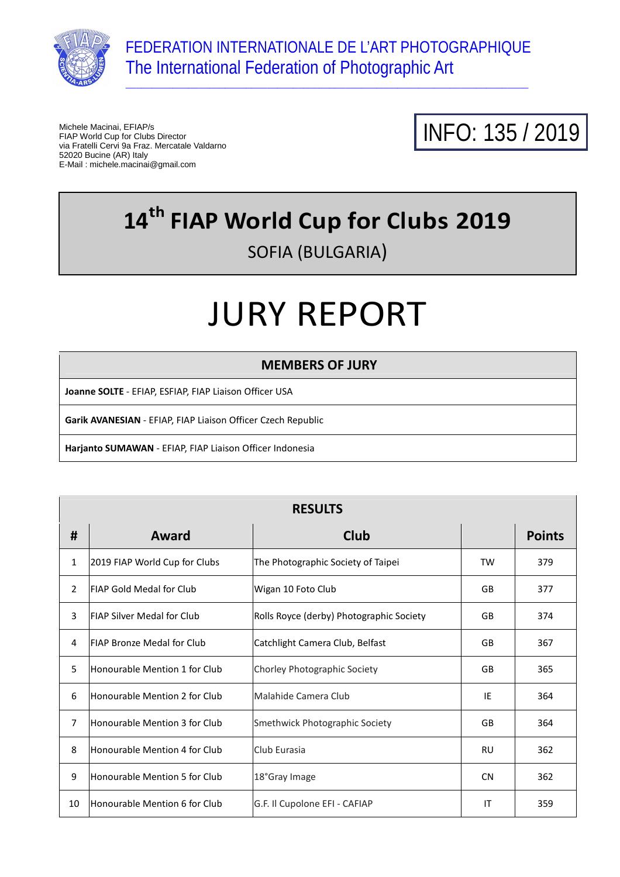FEDERATION INTERNATIONALE DE L'ART PHOTOGRAPHIQUE
The International Federation of Photographic Art

Michele Macinai, EFIAP/s
FIAP World Cup for Clubs Director
via Fratelli Cervi 9a Fraz. Mercatale Valdarno
52020 Bucine (AR) Italy
E-Mail : michele.macinai@gmail.com

INFO: 135 / 2019

# 14th FIAP World Cup for Clubs 2019

SOFIA (BULGARIA)

# JURY REPORT

| MEMBERS OF JURY |
|---|
| **Joanne SOLTE** - EFIAP, ESFIAP, FIAP Liaison Officer USA |
| **Garik AVANESIAN** - EFIAP, FIAP Liaison Officer Czech Republic |
| **Harjanto SUMAWAN** - EFIAP, FIAP Liaison Officer Indonesia |

**RESULTS**

| # | Award | Club | | Points |
|---|---|---|---|---|
| 1 | 2019 FIAP World Cup for Clubs | The Photographic Society of Taipei | TW | 379 |
| 2 | FIAP Gold Medal for Club | Wigan 10 Foto Club | GB | 377 |
| 3 | FIAP Silver Medal for Club | Rolls Royce (derby) Photographic Society | GB | 374 |
| 4 | FIAP Bronze Medal for Club | Catchlight Camera Club, Belfast | GB | 367 |
| 5 | Honourable Mention 1 for Club | Chorley Photographic Society | GB | 365 |
| 6 | Honourable Mention 2 for Club | Malahide Camera Club | IE | 364 |
| 7 | Honourable Mention 3 for Club | Smethwick Photographic Society | GB | 364 |
| 8 | Honourable Mention 4 for Club | Club Eurasia | RU | 362 |
| 9 | Honourable Mention 5 for Club | 18°Gray Image | CN | 362 |
| 10 | Honourable Mention 6 for Club | G.F. Il Cupolone EFI - CAFIAP | IT | 359 |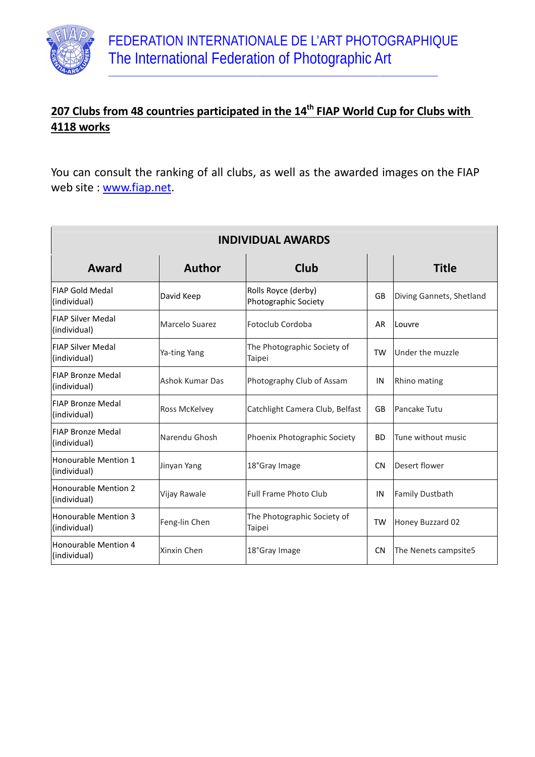FEDERATION INTERNATIONALE DE L'ART PHOTOGRAPHIQUE
The International Federation of Photographic Art

## 207 Clubs from 48 countries participated in the 14th FIAP World Cup for Clubs with 4118 works

You can consult the ranking of all clubs, as well as the awarded images on the FIAP web site : www.fiap.net.

| INDIVIDUAL AWARDS | | | | |
|---|---|---|---|---|
| **Award** | **Author** | **Club** | | **Title** |
| FIAP Gold Medal (individual) | David Keep | Rolls Royce (derby) Photographic Society | GB | Diving Gannets, Shetland |
| FIAP Silver Medal (individual) | Marcelo Suarez | Fotoclub Cordoba | AR | Louvre |
| FIAP Silver Medal (individual) | Ya-ting Yang | The Photographic Society of Taipei | TW | Under the muzzle |
| FIAP Bronze Medal (individual) | Ashok Kumar Das | Photography Club of Assam | IN | Rhino mating |
| FIAP Bronze Medal (individual) | Ross McKelvey | Catchlight Camera Club, Belfast | GB | Pancake Tutu |
| FIAP Bronze Medal (individual) | Narendu Ghosh | Phoenix Photographic Society | BD | Tune without music |
| Honourable Mention 1 (individual) | Jinyan Yang | 18°Gray Image | CN | Desert flower |
| Honourable Mention 2 (individual) | Vijay Rawale | Full Frame Photo Club | IN | Family Dustbath |
| Honourable Mention 3 (individual) | Feng-lin Chen | The Photographic Society of Taipei | TW | Honey Buzzard 02 |
| Honourable Mention 4 (individual) | Xinxin Chen | 18°Gray Image | CN | The Nenets campsite5 |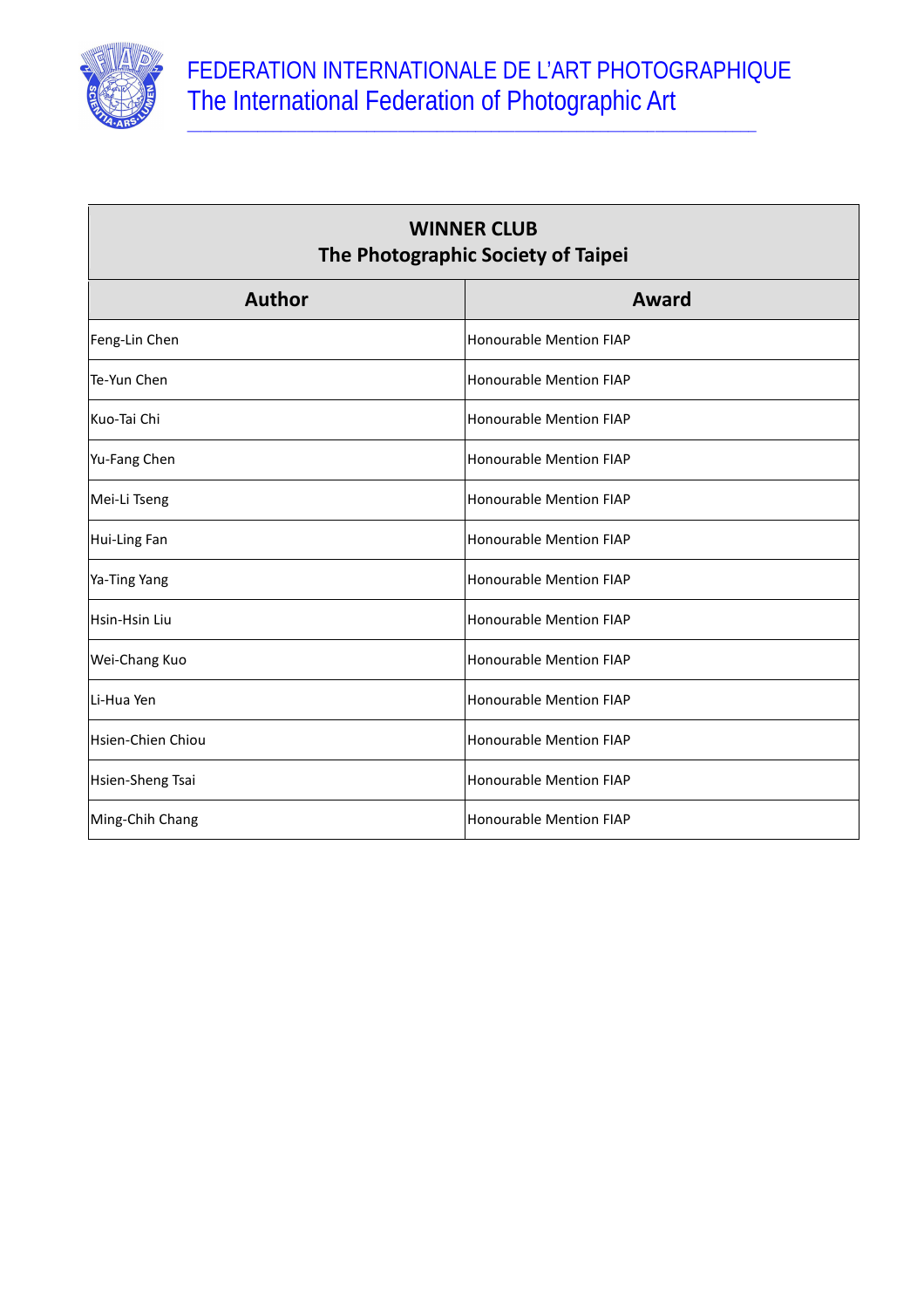# FEDERATION INTERNATIONALE DE L'ART PHOTOGRAPHIQUE
## The International Federation of Photographic Art

| WINNER CLUB<br>The Photographic Society of Taipei | |
|---|---|
| **Author** | **Award** |
| Feng-Lin Chen | Honourable Mention FIAP |
| Te-Yun Chen | Honourable Mention FIAP |
| Kuo-Tai Chi | Honourable Mention FIAP |
| Yu-Fang Chen | Honourable Mention FIAP |
| Mei-Li Tseng | Honourable Mention FIAP |
| Hui-Ling Fan | Honourable Mention FIAP |
| Ya-Ting Yang | Honourable Mention FIAP |
| Hsin-Hsin Liu | Honourable Mention FIAP |
| Wei-Chang Kuo | Honourable Mention FIAP |
| Li-Hua Yen | Honourable Mention FIAP |
| Hsien-Chien Chiou | Honourable Mention FIAP |
| Hsien-Sheng Tsai | Honourable Mention FIAP |
| Ming-Chih Chang | Honourable Mention FIAP |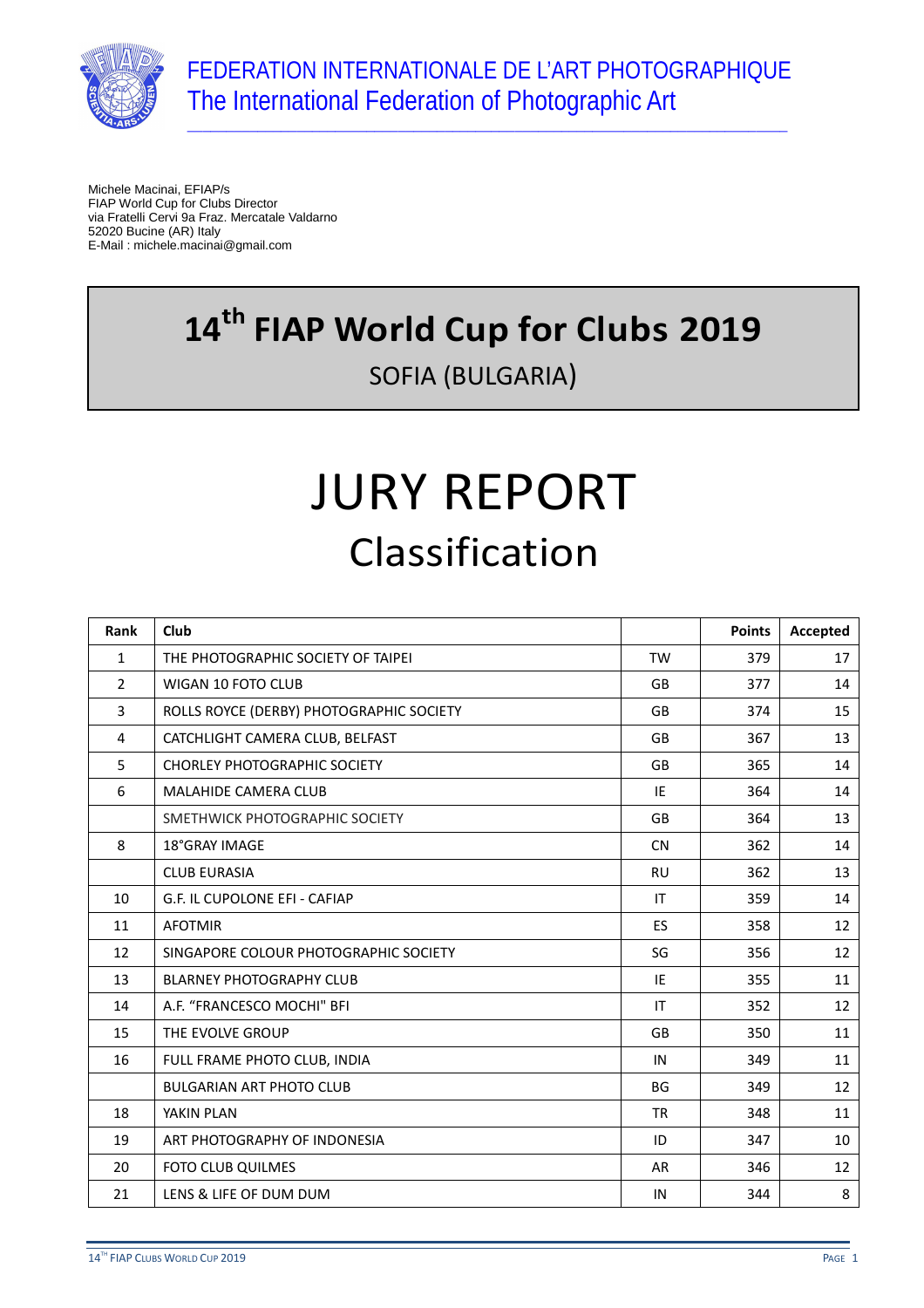FEDERATION INTERNATIONALE DE L'ART PHOTOGRAPHIQUE
The International Federation of Photographic Art

Michele Macinai, EFIAP/s
FIAP World Cup for Clubs Director
via Fratelli Cervi 9a Fraz. Mercatale Valdarno
52020 Bucine (AR) Italy
E-Mail : michele.macinai@gmail.com

# 14th FIAP World Cup for Clubs 2019

SOFIA (BULGARIA)

# JURY REPORT

## Classification

| Rank | Club | | Points | Accepted |
|---|---|---|---|---|
| 1 | THE PHOTOGRAPHIC SOCIETY OF TAIPEI | TW | 379 | 17 |
| 2 | WIGAN 10 FOTO CLUB | GB | 377 | 14 |
| 3 | ROLLS ROYCE (DERBY) PHOTOGRAPHIC SOCIETY | GB | 374 | 15 |
| 4 | CATCHLIGHT CAMERA CLUB, BELFAST | GB | 367 | 13 |
| 5 | CHORLEY PHOTOGRAPHIC SOCIETY | GB | 365 | 14 |
| 6 | MALAHIDE CAMERA CLUB | IE | 364 | 14 |
| | SMETHWICK PHOTOGRAPHIC SOCIETY | GB | 364 | 13 |
| 8 | 18°GRAY IMAGE | CN | 362 | 14 |
| | CLUB EURASIA | RU | 362 | 13 |
| 10 | G.F. IL CUPOLONE EFI - CAFIAP | IT | 359 | 14 |
| 11 | AFOTMIR | ES | 358 | 12 |
| 12 | SINGAPORE COLOUR PHOTOGRAPHIC SOCIETY | SG | 356 | 12 |
| 13 | BLARNEY PHOTOGRAPHY CLUB | IE | 355 | 11 |
| 14 | A.F. "FRANCESCO MOCHI" BFI | IT | 352 | 12 |
| 15 | THE EVOLVE GROUP | GB | 350 | 11 |
| 16 | FULL FRAME PHOTO CLUB, INDIA | IN | 349 | 11 |
| | BULGARIAN ART PHOTO CLUB | BG | 349 | 12 |
| 18 | YAKIN PLAN | TR | 348 | 11 |
| 19 | ART PHOTOGRAPHY OF INDONESIA | ID | 347 | 10 |
| 20 | FOTO CLUB QUILMES | AR | 346 | 12 |
| 21 | LENS & LIFE OF DUM DUM | IN | 344 | 8 |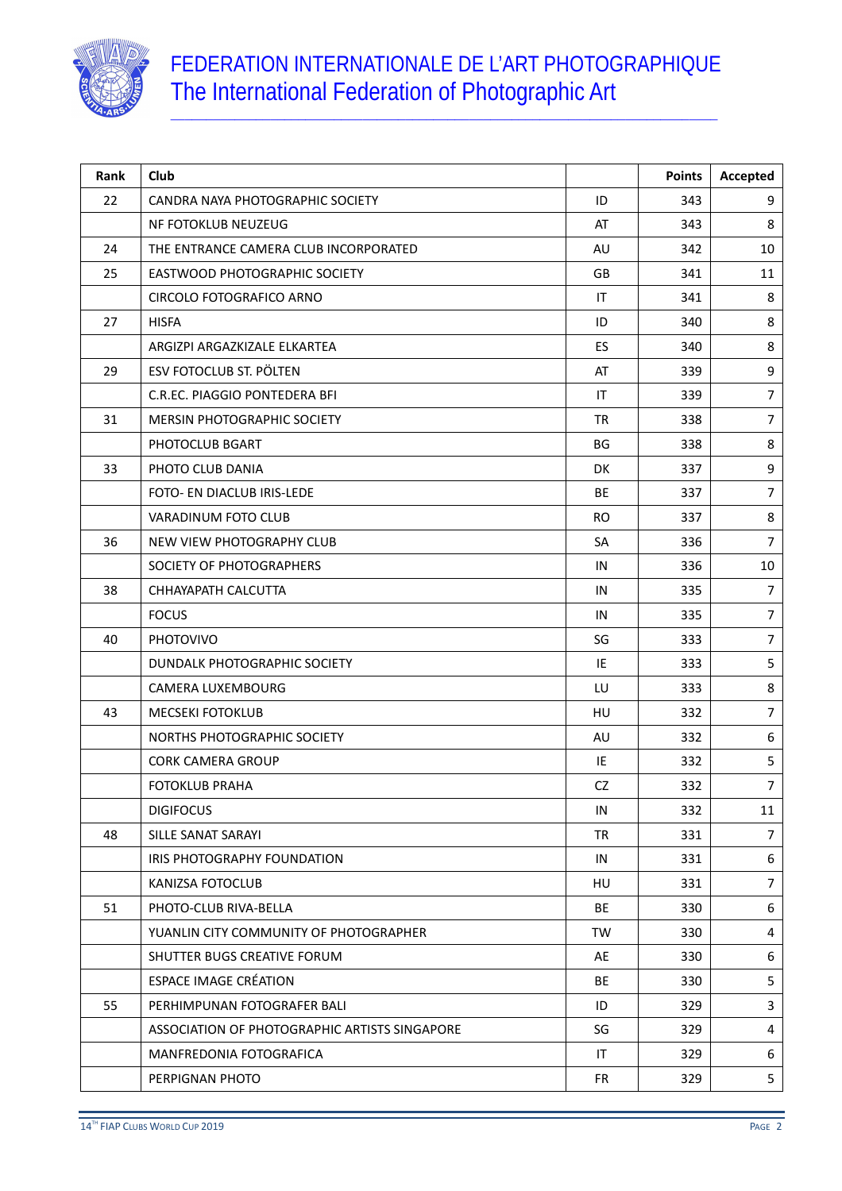# FEDERATION INTERNATIONALE DE L'ART PHOTOGRAPHIQUE
The International Federation of Photographic Art

| Rank | Club | | Points | Accepted |
|---|---|---|---|---|
| 22 | CANDRA NAYA PHOTOGRAPHIC SOCIETY | ID | 343 | 9 |
| | NF FOTOKLUB NEUZEUG | AT | 343 | 8 |
| 24 | THE ENTRANCE CAMERA CLUB INCORPORATED | AU | 342 | 10 |
| 25 | EASTWOOD PHOTOGRAPHIC SOCIETY | GB | 341 | 11 |
| | CIRCOLO FOTOGRAFICO ARNO | IT | 341 | 8 |
| 27 | HISFA | ID | 340 | 8 |
| | ARGIZPI ARGAZKIZALE ELKARTEA | ES | 340 | 8 |
| 29 | ESV FOTOCLUB ST. PÖLTEN | AT | 339 | 9 |
| | C.R.EC. PIAGGIO PONTEDERA BFI | IT | 339 | 7 |
| 31 | MERSIN PHOTOGRAPHIC SOCIETY | TR | 338 | 7 |
| | PHOTOCLUB BGART | BG | 338 | 8 |
| 33 | PHOTO CLUB DANIA | DK | 337 | 9 |
| | FOTO- EN DIACLUB IRIS-LEDE | BE | 337 | 7 |
| | VARADINUM FOTO CLUB | RO | 337 | 8 |
| 36 | NEW VIEW PHOTOGRAPHY CLUB | SA | 336 | 7 |
| | SOCIETY OF PHOTOGRAPHERS | IN | 336 | 10 |
| 38 | CHHAYAPATH CALCUTTA | IN | 335 | 7 |
| | FOCUS | IN | 335 | 7 |
| 40 | PHOTOVIVO | SG | 333 | 7 |
| | DUNDALK PHOTOGRAPHIC SOCIETY | IE | 333 | 5 |
| | CAMERA LUXEMBOURG | LU | 333 | 8 |
| 43 | MECSEKI FOTOKLUB | HU | 332 | 7 |
| | NORTHS PHOTOGRAPHIC SOCIETY | AU | 332 | 6 |
| | CORK CAMERA GROUP | IE | 332 | 5 |
| | FOTOKLUB PRAHA | CZ | 332 | 7 |
| | DIGIFOCUS | IN | 332 | 11 |
| 48 | SILLE SANAT SARAYI | TR | 331 | 7 |
| | IRIS PHOTOGRAPHY FOUNDATION | IN | 331 | 6 |
| | KANIZSA FOTOCLUB | HU | 331 | 7 |
| 51 | PHOTO-CLUB RIVA-BELLA | BE | 330 | 6 |
| | YUANLIN CITY COMMUNITY OF PHOTOGRAPHER | TW | 330 | 4 |
| | SHUTTER BUGS CREATIVE FORUM | AE | 330 | 6 |
| | ESPACE IMAGE CRÉATION | BE | 330 | 5 |
| 55 | PERHIMPUNAN FOTOGRAFER BALI | ID | 329 | 3 |
| | ASSOCIATION OF PHOTOGRAPHIC ARTISTS SINGAPORE | SG | 329 | 4 |
| | MANFREDONIA FOTOGRAFICA | IT | 329 | 6 |
| | PERPIGNAN PHOTO | FR | 329 | 5 |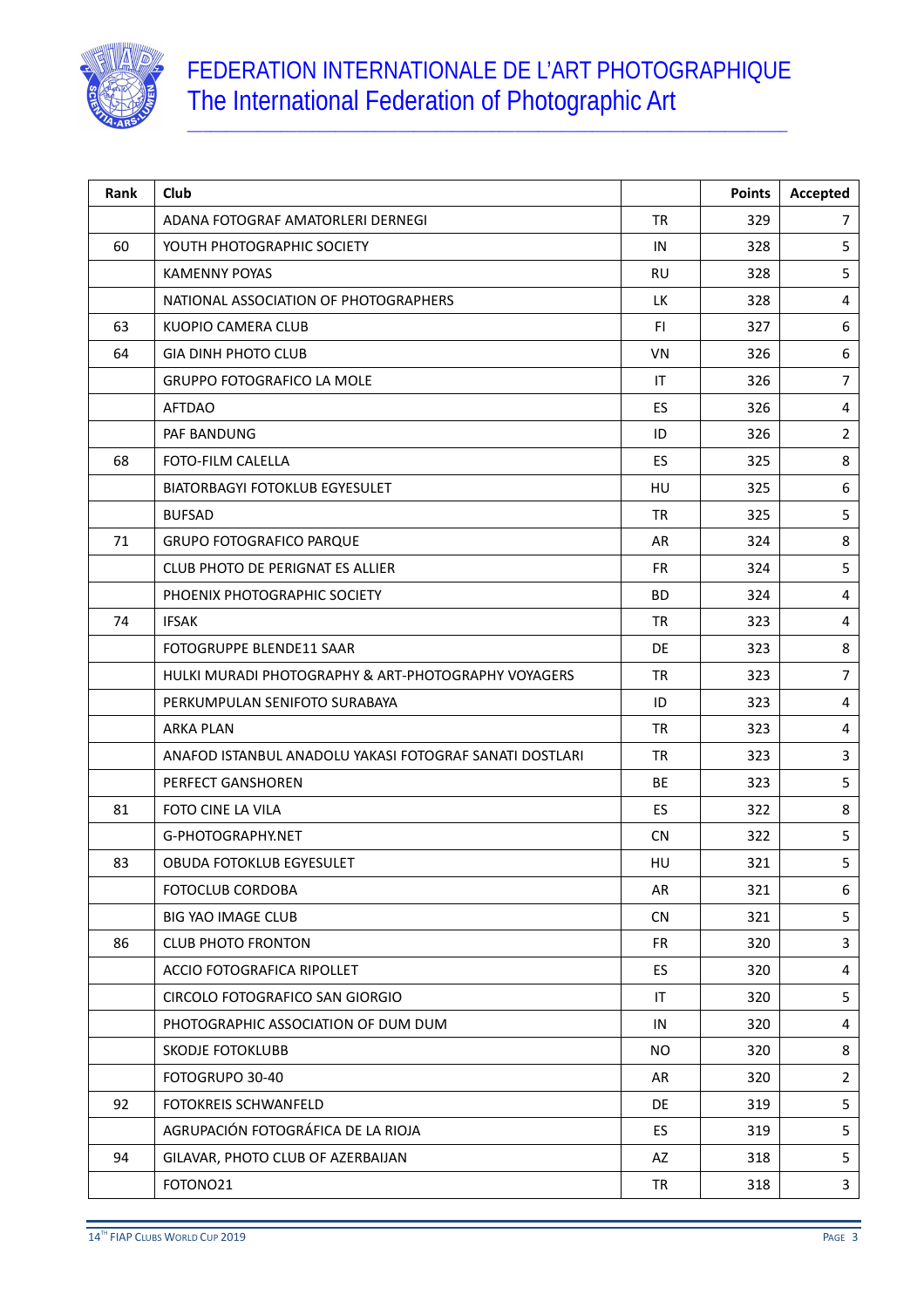# FEDERATION INTERNATIONALE DE L'ART PHOTOGRAPHIQUE
## The International Federation of Photographic Art

| Rank | Club | | Points | Accepted |
|---|---|---|---|---|
| | ADANA FOTOGRAF AMATORLERI DERNEGI | TR | 329 | 7 |
| 60 | YOUTH PHOTOGRAPHIC SOCIETY | IN | 328 | 5 |
| | KAMENNY POYAS | RU | 328 | 5 |
| | NATIONAL ASSOCIATION OF PHOTOGRAPHERS | LK | 328 | 4 |
| 63 | KUOPIO CAMERA CLUB | FI | 327 | 6 |
| 64 | GIA DINH PHOTO CLUB | VN | 326 | 6 |
| | GRUPPO FOTOGRAFICO LA MOLE | IT | 326 | 7 |
| | AFTDAO | ES | 326 | 4 |
| | PAF BANDUNG | ID | 326 | 2 |
| 68 | FOTO-FILM CALELLA | ES | 325 | 8 |
| | BIATORBAGYI FOTOKLUB EGYESULET | HU | 325 | 6 |
| | BUFSAD | TR | 325 | 5 |
| 71 | GRUPO FOTOGRAFICO PARQUE | AR | 324 | 8 |
| | CLUB PHOTO DE PERIGNAT ES ALLIER | FR | 324 | 5 |
| | PHOENIX PHOTOGRAPHIC SOCIETY | BD | 324 | 4 |
| 74 | IFSAK | TR | 323 | 4 |
| | FOTOGRUPPE BLENDE11 SAAR | DE | 323 | 8 |
| | HULKI MURADI PHOTOGRAPHY & ART-PHOTOGRAPHY VOYAGERS | TR | 323 | 7 |
| | PERKUMPULAN SENIFOTO SURABAYA | ID | 323 | 4 |
| | ARKA PLAN | TR | 323 | 4 |
| | ANAFOD ISTANBUL ANADOLU YAKASI FOTOGRAF SANATI DOSTLARI | TR | 323 | 3 |
| | PERFECT GANSHOREN | BE | 323 | 5 |
| 81 | FOTO CINE LA VILA | ES | 322 | 8 |
| | G-PHOTOGRAPHY.NET | CN | 322 | 5 |
| 83 | OBUDA FOTOKLUB EGYESULET | HU | 321 | 5 |
| | FOTOCLUB CORDOBA | AR | 321 | 6 |
| | BIG YAO IMAGE CLUB | CN | 321 | 5 |
| 86 | CLUB PHOTO FRONTON | FR | 320 | 3 |
| | ACCIO FOTOGRAFICA RIPOLLET | ES | 320 | 4 |
| | CIRCOLO FOTOGRAFICO SAN GIORGIO | IT | 320 | 5 |
| | PHOTOGRAPHIC ASSOCIATION OF DUM DUM | IN | 320 | 4 |
| | SKODJE FOTOKLUBB | NO | 320 | 8 |
| | FOTOGRUPO 30-40 | AR | 320 | 2 |
| 92 | FOTOKREIS SCHWANFELD | DE | 319 | 5 |
| | AGRUPACIÓN FOTOGRÁFICA DE LA RIOJA | ES | 319 | 5 |
| 94 | GILAVAR, PHOTO CLUB OF AZERBAIJAN | AZ | 318 | 5 |
| | FOTONO21 | TR | 318 | 3 |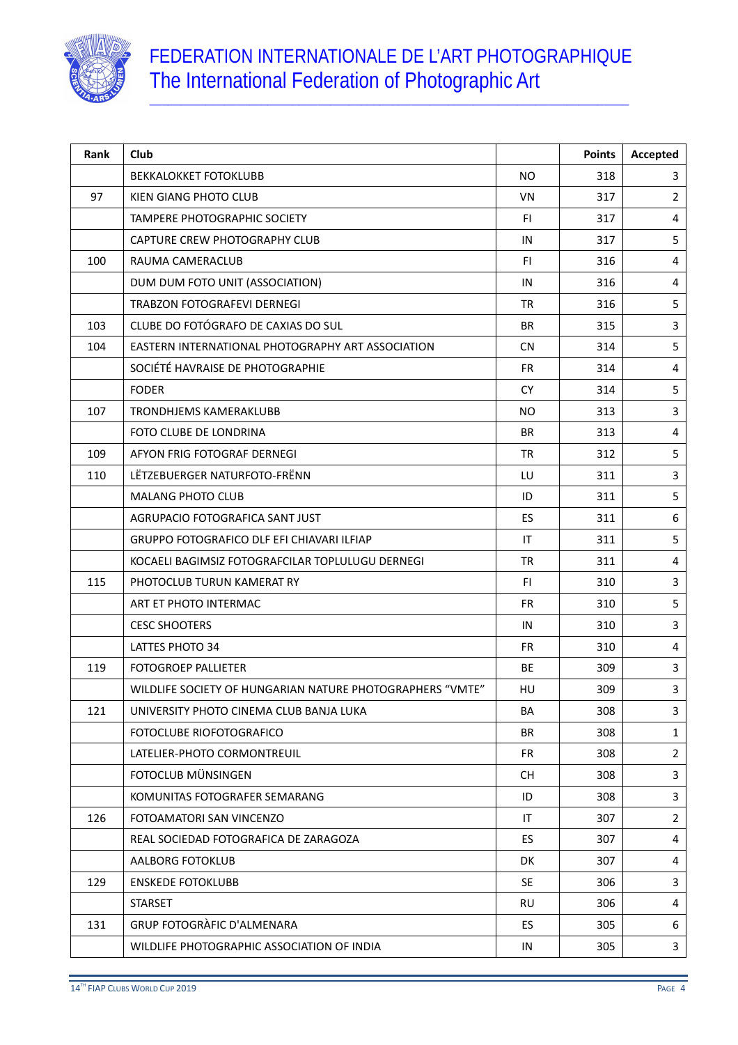# FEDERATION INTERNATIONALE DE L'ART PHOTOGRAPHIQUE
## The International Federation of Photographic Art

| Rank | Club | | Points | Accepted |
|---|---|---|---|---|
| | BEKKALOKKET FOTOKLUBB | NO | 318 | 3 |
| 97 | KIEN GIANG PHOTO CLUB | VN | 317 | 2 |
| | TAMPERE PHOTOGRAPHIC SOCIETY | FI | 317 | 4 |
| | CAPTURE CREW PHOTOGRAPHY CLUB | IN | 317 | 5 |
| 100 | RAUMA CAMERACLUB | FI | 316 | 4 |
| | DUM DUM FOTO UNIT (ASSOCIATION) | IN | 316 | 4 |
| | TRABZON FOTOGRAFEVI DERNEGI | TR | 316 | 5 |
| 103 | CLUBE DO FOTÓGRAFO DE CAXIAS DO SUL | BR | 315 | 3 |
| 104 | EASTERN INTERNATIONAL PHOTOGRAPHY ART ASSOCIATION | CN | 314 | 5 |
| | SOCIÉTÉ HAVRAISE DE PHOTOGRAPHIE | FR | 314 | 4 |
| | FODER | CY | 314 | 5 |
| 107 | TRONDHJEMS KAMERAKLUBB | NO | 313 | 3 |
| | FOTO CLUBE DE LONDRINA | BR | 313 | 4 |
| 109 | AFYON FRIG FOTOGRAF DERNEGI | TR | 312 | 5 |
| 110 | LËTZEBUERGER NATURFOTO-FRËNN | LU | 311 | 3 |
| | MALANG PHOTO CLUB | ID | 311 | 5 |
| | AGRUPACIO FOTOGRAFICA SANT JUST | ES | 311 | 6 |
| | GRUPPO FOTOGRAFICO DLF EFI CHIAVARI ILFIAP | IT | 311 | 5 |
| | KOCAELI BAGIMSIZ FOTOGRAFCILAR TOPLULUGU DERNEGI | TR | 311 | 4 |
| 115 | PHOTOCLUB TURUN KAMERAT RY | FI | 310 | 3 |
| | ART ET PHOTO INTERMAC | FR | 310 | 5 |
| | CESC SHOOTERS | IN | 310 | 3 |
| | LATTES PHOTO 34 | FR | 310 | 4 |
| 119 | FOTOGROEP PALLIETER | BE | 309 | 3 |
| | WILDLIFE SOCIETY OF HUNGARIAN NATURE PHOTOGRAPHERS "VMTE" | HU | 309 | 3 |
| 121 | UNIVERSITY PHOTO CINEMA CLUB BANJA LUKA | BA | 308 | 3 |
| | FOTOCLUBE RIOFOTOGRAFICO | BR | 308 | 1 |
| | LATELIER-PHOTO CORMONTREUIL | FR | 308 | 2 |
| | FOTOCLUB MÜNSINGEN | CH | 308 | 3 |
| | KOMUNITAS FOTOGRAFER SEMARANG | ID | 308 | 3 |
| 126 | FOTOAMATORI SAN VINCENZO | IT | 307 | 2 |
| | REAL SOCIEDAD FOTOGRAFICA DE ZARAGOZA | ES | 307 | 4 |
| | AALBORG FOTOKLUB | DK | 307 | 4 |
| 129 | ENSKEDE FOTOKLUBB | SE | 306 | 3 |
| | STARSET | RU | 306 | 4 |
| 131 | GRUP FOTOGRÀFIC D'ALMENARA | ES | 305 | 6 |
| | WILDLIFE PHOTOGRAPHIC ASSOCIATION OF INDIA | IN | 305 | 3 |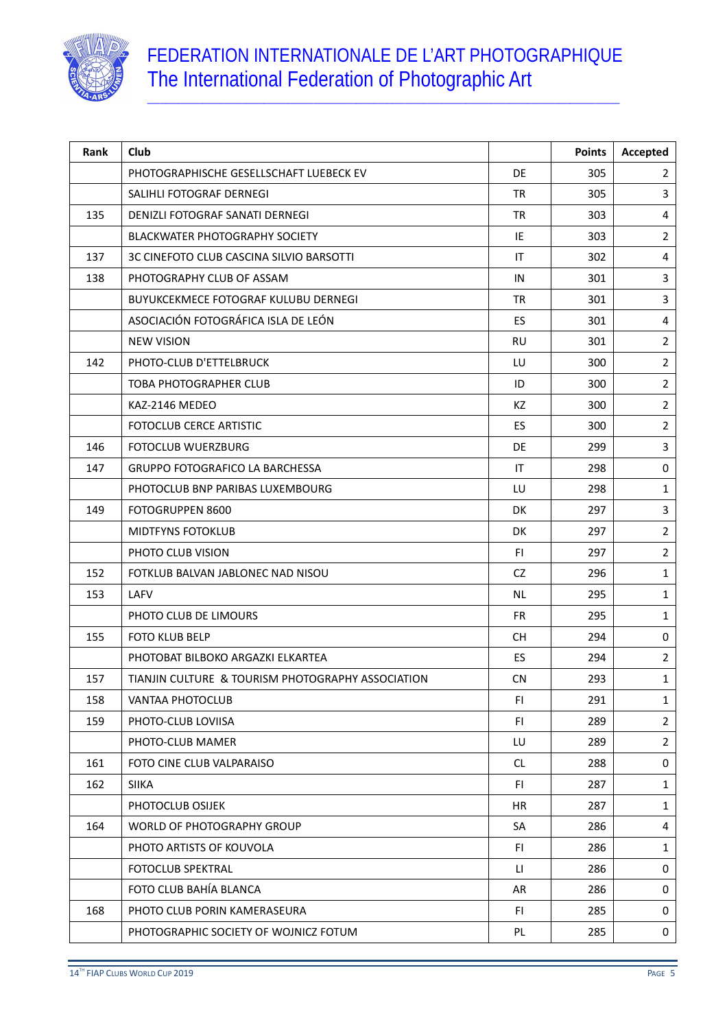# FEDERATION INTERNATIONALE DE L'ART PHOTOGRAPHIQUE
## The International Federation of Photographic Art

| Rank | Club | | Points | Accepted |
|---|---|---|---|---|
| | PHOTOGRAPHISCHE GESELLSCHAFT LUEBECK EV | DE | 305 | 2 |
| | SALIHLI FOTOGRAF DERNEGI | TR | 305 | 3 |
| 135 | DENIZLI FOTOGRAF SANATI DERNEGI | TR | 303 | 4 |
| | BLACKWATER PHOTOGRAPHY SOCIETY | IE | 303 | 2 |
| 137 | 3C CINEFOTO CLUB CASCINA SILVIO BARSOTTI | IT | 302 | 4 |
| 138 | PHOTOGRAPHY CLUB OF ASSAM | IN | 301 | 3 |
| | BUYUKCEKMECE FOTOGRAF KULUBU DERNEGI | TR | 301 | 3 |
| | ASOCIACIÓN FOTOGRÁFICA ISLA DE LEÓN | ES | 301 | 4 |
| | NEW VISION | RU | 301 | 2 |
| 142 | PHOTO-CLUB D'ETTELBRUCK | LU | 300 | 2 |
| | TOBA PHOTOGRAPHER CLUB | ID | 300 | 2 |
| | KAZ-2146 MEDEO | KZ | 300 | 2 |
| | FOTOCLUB CERCE ARTISTIC | ES | 300 | 2 |
| 146 | FOTOCLUB WUERZBURG | DE | 299 | 3 |
| 147 | GRUPPO FOTOGRAFICO LA BARCHESSA | IT | 298 | 0 |
| | PHOTOCLUB BNP PARIBAS LUXEMBOURG | LU | 298 | 1 |
| 149 | FOTOGRUPPEN 8600 | DK | 297 | 3 |
| | MIDTFYNS FOTOKLUB | DK | 297 | 2 |
| | PHOTO CLUB VISION | FI | 297 | 2 |
| 152 | FOTKLUB BALVAN JABLONEC NAD NISOU | CZ | 296 | 1 |
| 153 | LAFV | NL | 295 | 1 |
| | PHOTO CLUB DE LIMOURS | FR | 295 | 1 |
| 155 | FOTO KLUB BELP | CH | 294 | 0 |
| | PHOTOBAT BILBOKO ARGAZKI ELKARTEA | ES | 294 | 2 |
| 157 | TIANJIN CULTURE & TOURISM PHOTOGRAPHY ASSOCIATION | CN | 293 | 1 |
| 158 | VANTAA PHOTOCLUB | FI | 291 | 1 |
| 159 | PHOTO-CLUB LOVIISA | FI | 289 | 2 |
| | PHOTO-CLUB MAMER | LU | 289 | 2 |
| 161 | FOTO CINE CLUB VALPARAISO | CL | 288 | 0 |
| 162 | SIIKA | FI | 287 | 1 |
| | PHOTOCLUB OSIJEK | HR | 287 | 1 |
| 164 | WORLD OF PHOTOGRAPHY GROUP | SA | 286 | 4 |
| | PHOTO ARTISTS OF KOUVOLA | FI | 286 | 1 |
| | FOTOCLUB SPEKTRAL | LI | 286 | 0 |
| | FOTO CLUB BAHÍA BLANCA | AR | 286 | 0 |
| 168 | PHOTO CLUB PORIN KAMERASEURA | FI | 285 | 0 |
| | PHOTOGRAPHIC SOCIETY OF WOJNICZ FOTUM | PL | 285 | 0 |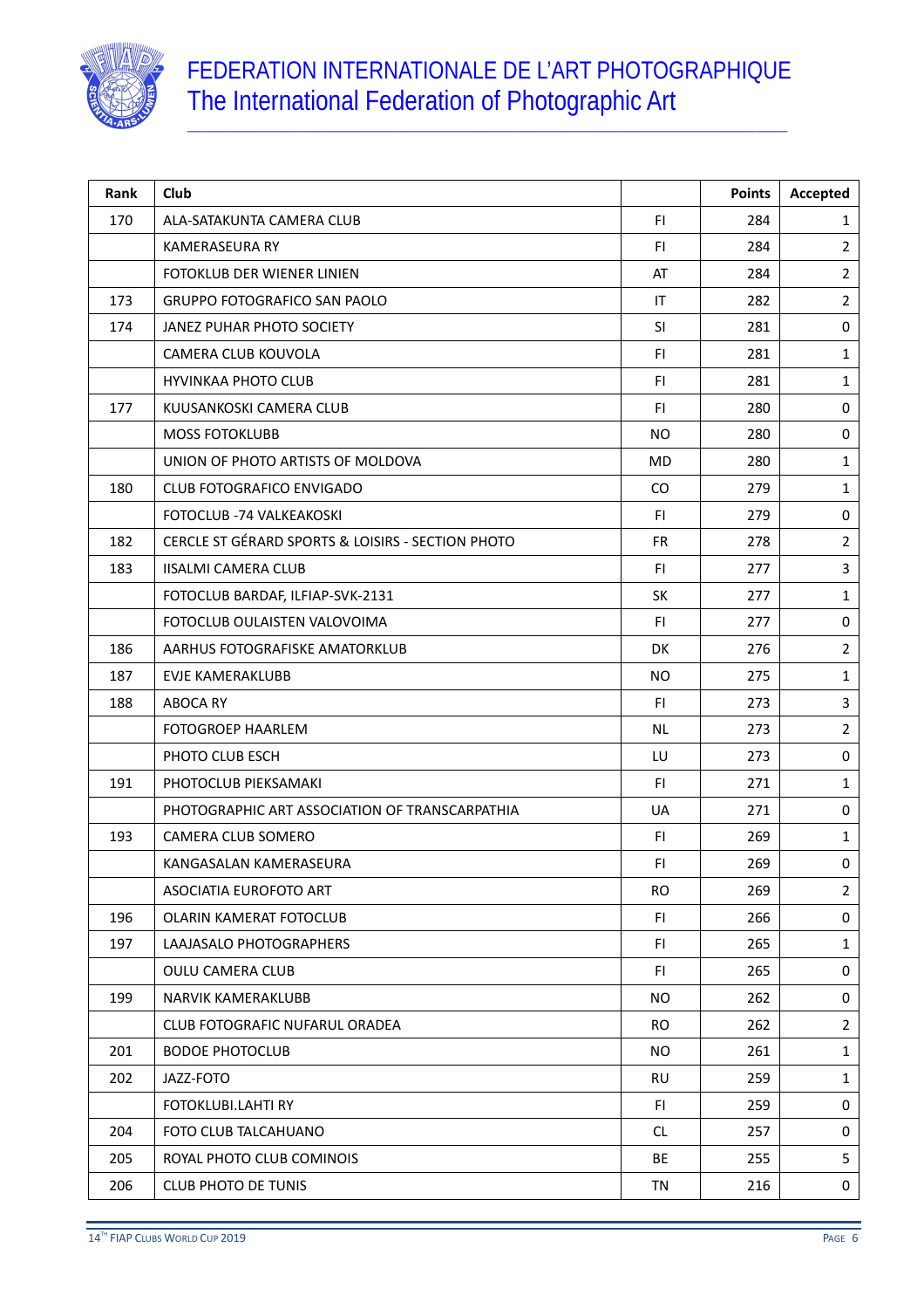# FEDERATION INTERNATIONALE DE L'ART PHOTOGRAPHIQUE
## The International Federation of Photographic Art

| Rank | Club | | Points | Accepted |
|---|---|---|---|---|
| 170 | ALA-SATAKUNTA CAMERA CLUB | FI | 284 | 1 |
| | KAMERASEURA RY | FI | 284 | 2 |
| | FOTOKLUB DER WIENER LINIEN | AT | 284 | 2 |
| 173 | GRUPPO FOTOGRAFICO SAN PAOLO | IT | 282 | 2 |
| 174 | JANEZ PUHAR PHOTO SOCIETY | SI | 281 | 0 |
| | CAMERA CLUB KOUVOLA | FI | 281 | 1 |
| | HYVINKAA PHOTO CLUB | FI | 281 | 1 |
| 177 | KUUSANKOSKI CAMERA CLUB | FI | 280 | 0 |
| | MOSS FOTOKLUBB | NO | 280 | 0 |
| | UNION OF PHOTO ARTISTS OF MOLDOVA | MD | 280 | 1 |
| 180 | CLUB FOTOGRAFICO ENVIGADO | CO | 279 | 1 |
| | FOTOCLUB -74 VALKEAKOSKI | FI | 279 | 0 |
| 182 | CERCLE ST GÉRARD SPORTS & LOISIRS - SECTION PHOTO | FR | 278 | 2 |
| 183 | IISALMI CAMERA CLUB | FI | 277 | 3 |
| | FOTOCLUB BARDAF, ILFIAP-SVK-2131 | SK | 277 | 1 |
| | FOTOCLUB OULAISTEN VALOVOIMA | FI | 277 | 0 |
| 186 | AARHUS FOTOGRAFISKE AMATORKLUB | DK | 276 | 2 |
| 187 | EVJE KAMERAKLUBB | NO | 275 | 1 |
| 188 | ABOCA RY | FI | 273 | 3 |
| | FOTOGROEP HAARLEM | NL | 273 | 2 |
| | PHOTO CLUB ESCH | LU | 273 | 0 |
| 191 | PHOTOCLUB PIEKSAMAKI | FI | 271 | 1 |
| | PHOTOGRAPHIC ART ASSOCIATION OF TRANSCARPATHIA | UA | 271 | 0 |
| 193 | CAMERA CLUB SOMERO | FI | 269 | 1 |
| | KANGASALAN KAMERASEURA | FI | 269 | 0 |
| | ASOCIATIA EUROFOTO ART | RO | 269 | 2 |
| 196 | OLARIN KAMERAT FOTOCLUB | FI | 266 | 0 |
| 197 | LAAJASALO PHOTOGRAPHERS | FI | 265 | 1 |
| | OULU CAMERA CLUB | FI | 265 | 0 |
| 199 | NARVIK KAMERAKLUBB | NO | 262 | 0 |
| | CLUB FOTOGRAFIC NUFARUL ORADEA | RO | 262 | 2 |
| 201 | BODOE PHOTOCLUB | NO | 261 | 1 |
| 202 | JAZZ-FOTO | RU | 259 | 1 |
| | FOTOKLUBI.LAHTI RY | FI | 259 | 0 |
| 204 | FOTO CLUB TALCAHUANO | CL | 257 | 0 |
| 205 | ROYAL PHOTO CLUB COMINOIS | BE | 255 | 5 |
| 206 | CLUB PHOTO DE TUNIS | TN | 216 | 0 |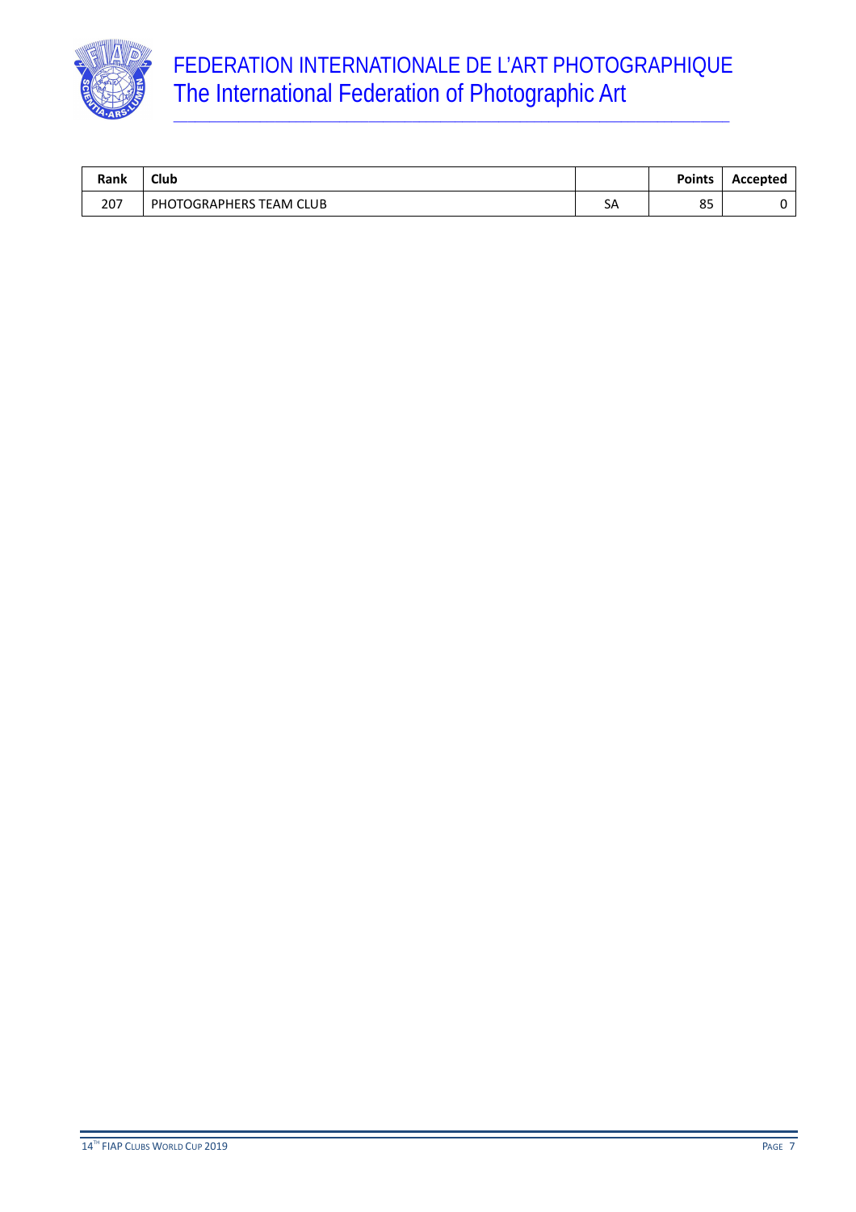| Rank | Club | | Points | Accepted |
|---|---|---|---|---|
| 207 | PHOTOGRAPHERS TEAM CLUB | SA | 85 | 0 |